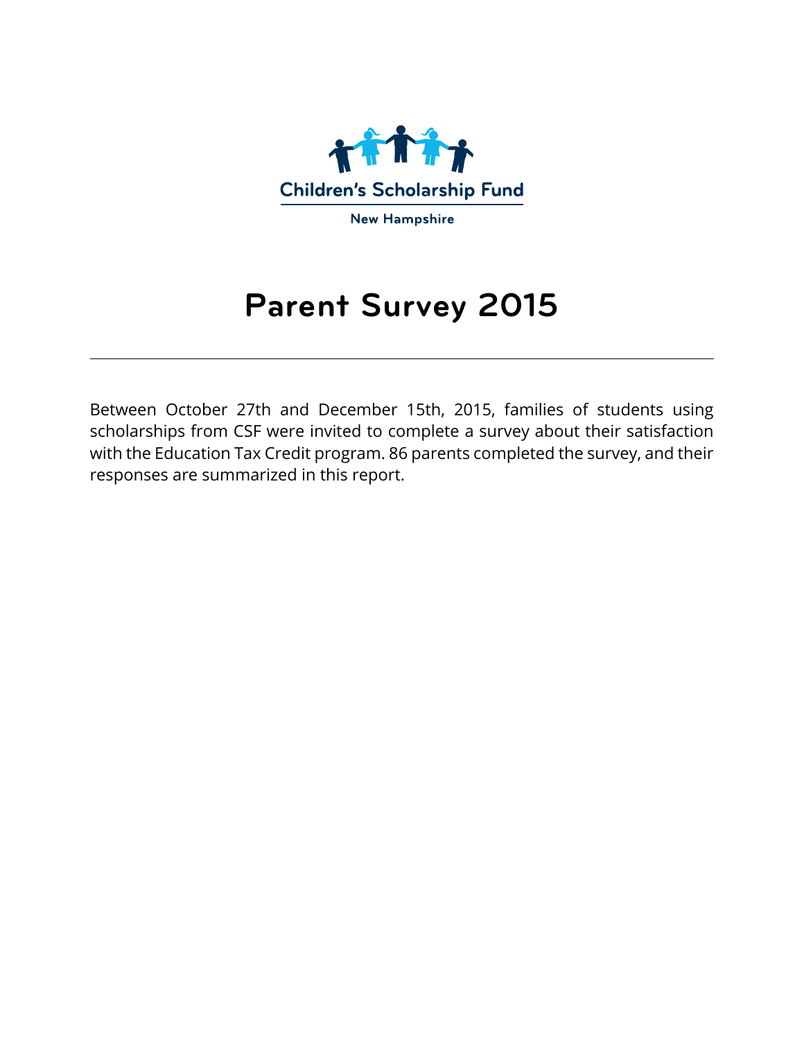Children's Scholarship Fund

New Hampshire

# Parent Survey 2015

---

Between October 27th and December 15th, 2015, families of students using scholarships from CSF were invited to complete a survey about their satisfaction with the Education Tax Credit program. 86 parents completed the survey, and their responses are summarized in this report.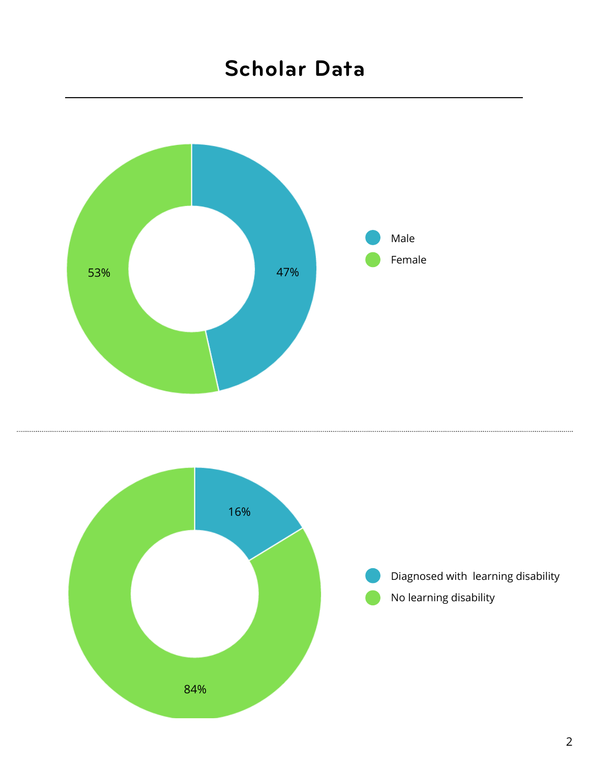# Scholar Data

| Category | Percentage |
| --- | --- |
| Male | 47% |
| Female | 53% |

| Category | Percentage |
| --- | --- |
| Diagnosed with learning disability | 16% |
| No learning disability | 84% |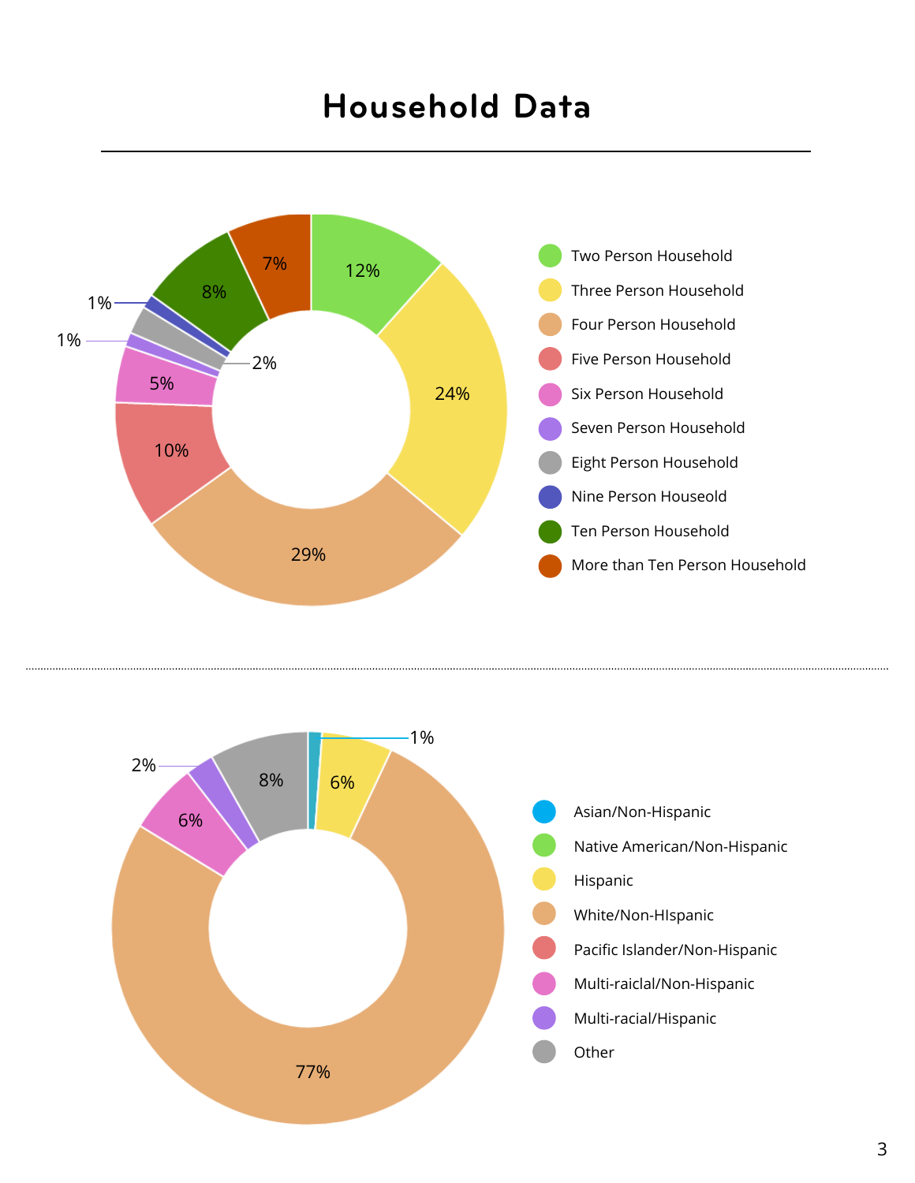# Household Data

| Household Size | Percentage |
|---|---|
| Two Person Household | 12% |
| Three Person Household | 24% |
| Four Person Household | 29% |
| Five Person Household | 10% |
| Six Person Household | 5% |
| Seven Person Household | 1% |
| Eight Person Household | 2% |
| Nine Person Houseold | 1% |
| Ten Person Household | 8% |
| More than Ten Person Household | 7% |

| Race/Ethnicity | Percentage |
|---|---|
| Asian/Non-Hispanic | 1% |
| Native American/Non-Hispanic | |
| Hispanic | 6% |
| White/Non-HIspanic | 77% |
| Pacific Islander/Non-Hispanic | |
| Multi-raiclal/Non-Hispanic | 6% |
| Multi-racial/Hispanic | 2% |
| Other | 8% |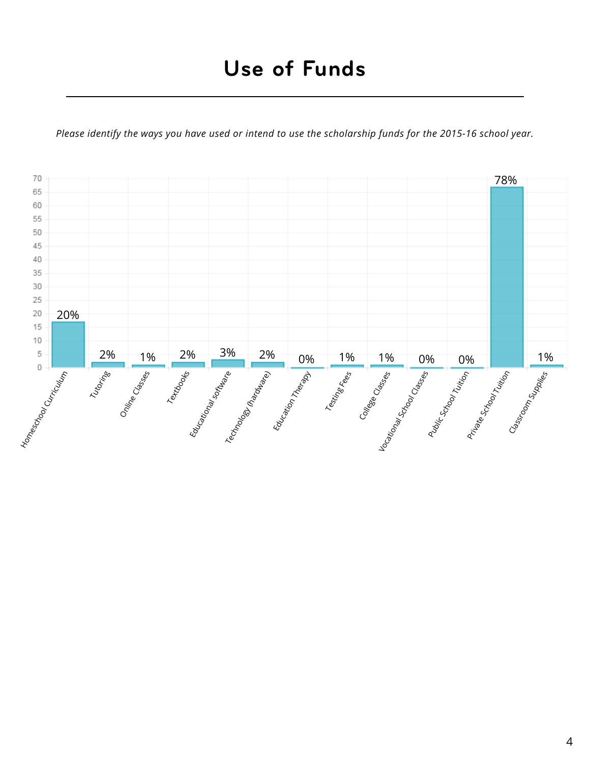# Use of Funds

*Please identify the ways you have used or intend to use the scholarship funds for the 2015-16 school year.*

| Use of Funds | Percentage |
|---|---|
| Homeschool Curriculum | 20% |
| Tutoring | 2% |
| Online Classes | 1% |
| Textbooks | 2% |
| Educational software | 3% |
| Technology (hardware) | 2% |
| Education Therapy | 0% |
| Testing Fees | 1% |
| College Classes | 1% |
| Vocational School Classes | 0% |
| Public School Tuition | 0% |
| Private School Tuition | 78% |
| Classroom Supplies | 1% |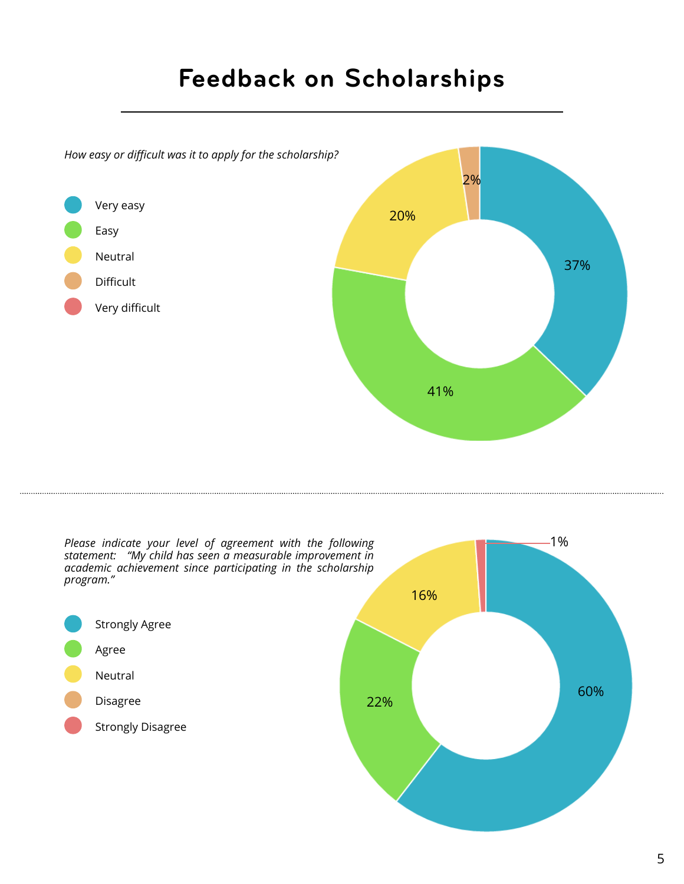# Feedback on Scholarships

*How easy or difficult was it to apply for the scholarship?*

- Very easy
- Easy
- Neutral
- Difficult
- Very difficult

| Response | Percentage |
|---|---|
| Very easy | 37% |
| Easy | 41% |
| Neutral | 20% |
| Difficult | 2% |

*Please indicate your level of agreement with the following statement: "My child has seen a measurable improvement in academic achievement since participating in the scholarship program."*

- Strongly Agree
- Agree
- Neutral
- Disagree
- Strongly Disagree

| Response | Percentage |
|---|---|
| Strongly Agree | 60% |
| Agree | 22% |
| Neutral | 16% |
| Strongly Disagree | 1% |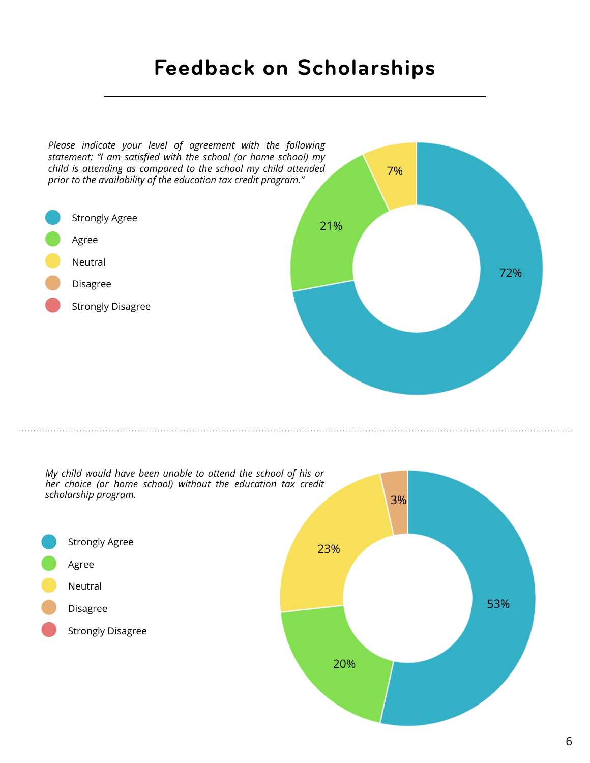# Feedback on Scholarships

*Please indicate your level of agreement with the following statement: "I am satisfied with the school (or home school) my child is attending as compared to the school my child attended prior to the availability of the education tax credit program."*

- Strongly Agree
- Agree
- Neutral
- Disagree
- Strongly Disagree

| Response | Percentage |
| --- | --- |
| Strongly Agree | 72% |
| Agree | 21% |
| Neutral | 7% |

*My child would have been unable to attend the school of his or her choice (or home school) without the education tax credit scholarship program.*

- Strongly Agree
- Agree
- Neutral
- Disagree
- Strongly Disagree

| Response | Percentage |
| --- | --- |
| Strongly Agree | 53% |
| Agree | 20% |
| Neutral | 23% |
| Disagree | 3% |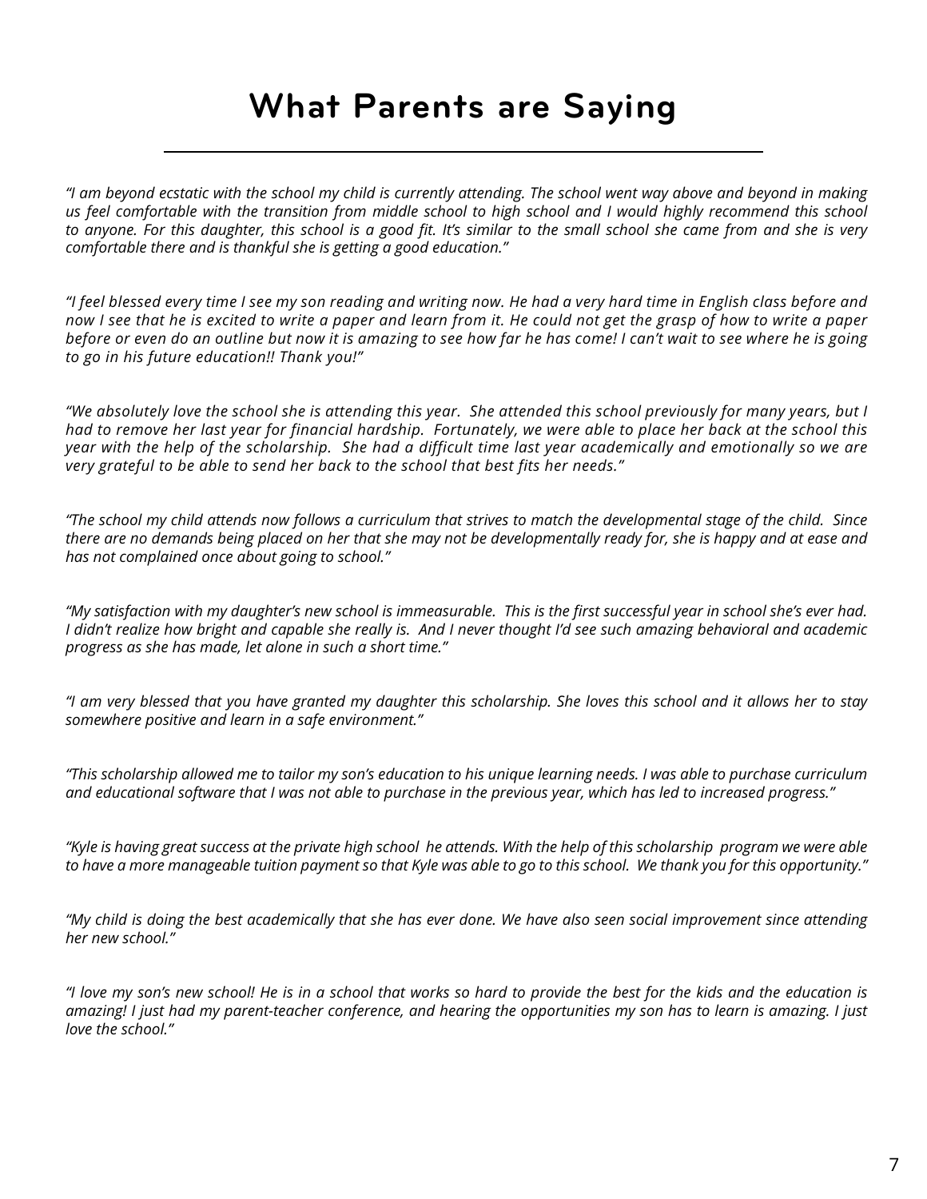# What Parents are Saying

*"I am beyond ecstatic with the school my child is currently attending. The school went way above and beyond in making us feel comfortable with the transition from middle school to high school and I would highly recommend this school to anyone. For this daughter, this school is a good fit. It's similar to the small school she came from and she is very comfortable there and is thankful she is getting a good education."*

*"I feel blessed every time I see my son reading and writing now. He had a very hard time in English class before and now I see that he is excited to write a paper and learn from it. He could not get the grasp of how to write a paper before or even do an outline but now it is amazing to see how far he has come! I can't wait to see where he is going to go in his future education!! Thank you!"*

*"We absolutely love the school she is attending this year. She attended this school previously for many years, but I had to remove her last year for financial hardship. Fortunately, we were able to place her back at the school this year with the help of the scholarship. She had a difficult time last year academically and emotionally so we are very grateful to be able to send her back to the school that best fits her needs."*

*"The school my child attends now follows a curriculum that strives to match the developmental stage of the child. Since there are no demands being placed on her that she may not be developmentally ready for, she is happy and at ease and has not complained once about going to school."*

*"My satisfaction with my daughter's new school is immeasurable. This is the first successful year in school she's ever had. I didn't realize how bright and capable she really is. And I never thought I'd see such amazing behavioral and academic progress as she has made, let alone in such a short time."*

*"I am very blessed that you have granted my daughter this scholarship. She loves this school and it allows her to stay somewhere positive and learn in a safe environment."*

*"This scholarship allowed me to tailor my son's education to his unique learning needs. I was able to purchase curriculum and educational software that I was not able to purchase in the previous year, which has led to increased progress."*

*"Kyle is having great success at the private high school he attends. With the help of this scholarship program we were able to have a more manageable tuition payment so that Kyle was able to go to this school. We thank you for this opportunity."*

*"My child is doing the best academically that she has ever done. We have also seen social improvement since attending her new school."*

*"I love my son's new school! He is in a school that works so hard to provide the best for the kids and the education is amazing! I just had my parent-teacher conference, and hearing the opportunities my son has to learn is amazing. I just love the school."*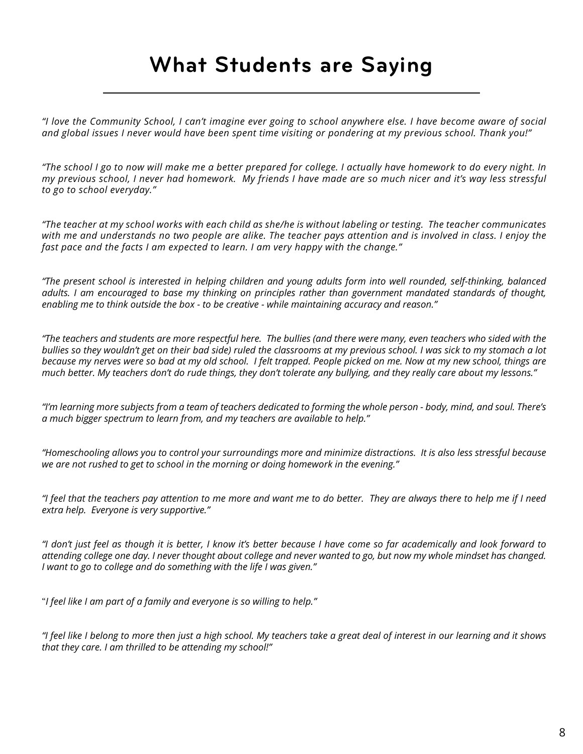# What Students are Saying

*"I love the Community School, I can't imagine ever going to school anywhere else. I have become aware of social and global issues I never would have been spent time visiting or pondering at my previous school. Thank you!"*

*"The school I go to now will make me a better prepared for college. I actually have homework to do every night. In my previous school, I never had homework. My friends I have made are so much nicer and it's way less stressful to go to school everyday."*

*"The teacher at my school works with each child as she/he is without labeling or testing. The teacher communicates with me and understands no two people are alike. The teacher pays attention and is involved in class. I enjoy the fast pace and the facts I am expected to learn. I am very happy with the change."*

*"The present school is interested in helping children and young adults form into well rounded, self-thinking, balanced adults. I am encouraged to base my thinking on principles rather than government mandated standards of thought, enabling me to think outside the box - to be creative - while maintaining accuracy and reason."*

*"The teachers and students are more respectful here. The bullies (and there were many, even teachers who sided with the bullies so they wouldn't get on their bad side) ruled the classrooms at my previous school. I was sick to my stomach a lot because my nerves were so bad at my old school. I felt trapped. People picked on me. Now at my new school, things are much better. My teachers don't do rude things, they don't tolerate any bullying, and they really care about my lessons."*

*"I'm learning more subjects from a team of teachers dedicated to forming the whole person - body, mind, and soul. There's a much bigger spectrum to learn from, and my teachers are available to help."*

*"Homeschooling allows you to control your surroundings more and minimize distractions. It is also less stressful because we are not rushed to get to school in the morning or doing homework in the evening."*

*"I feel that the teachers pay attention to me more and want me to do better. They are always there to help me if I need extra help. Everyone is very supportive."*

*"I don't just feel as though it is better, I know it's better because I have come so far academically and look forward to attending college one day. I never thought about college and never wanted to go, but now my whole mindset has changed. I want to go to college and do something with the life I was given."*

"*I feel like I am part of a family and everyone is so willing to help."*

*"I feel like I belong to more then just a high school. My teachers take a great deal of interest in our learning and it shows that they care. I am thrilled to be attending my school!"*